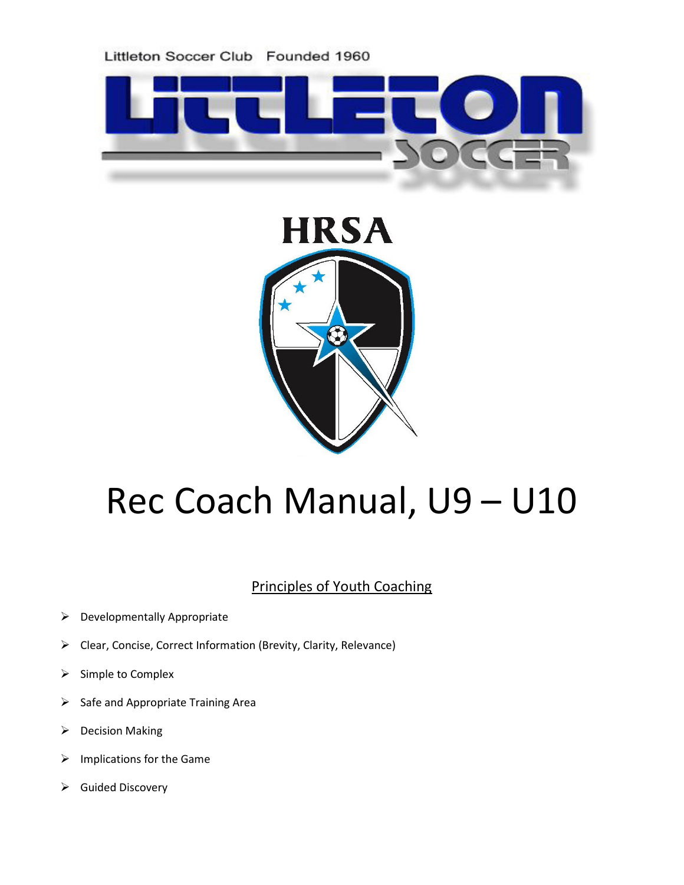Littleton Soccer Club Founded 1960

LITTLETON SOCCER

HRSA

# Rec Coach Manual, U9 – U10

## Principles of Youth Coaching

- Developmentally Appropriate
- Clear, Concise, Correct Information (Brevity, Clarity, Relevance)
- Simple to Complex
- Safe and Appropriate Training Area
- Decision Making
- Implications for the Game
- Guided Discovery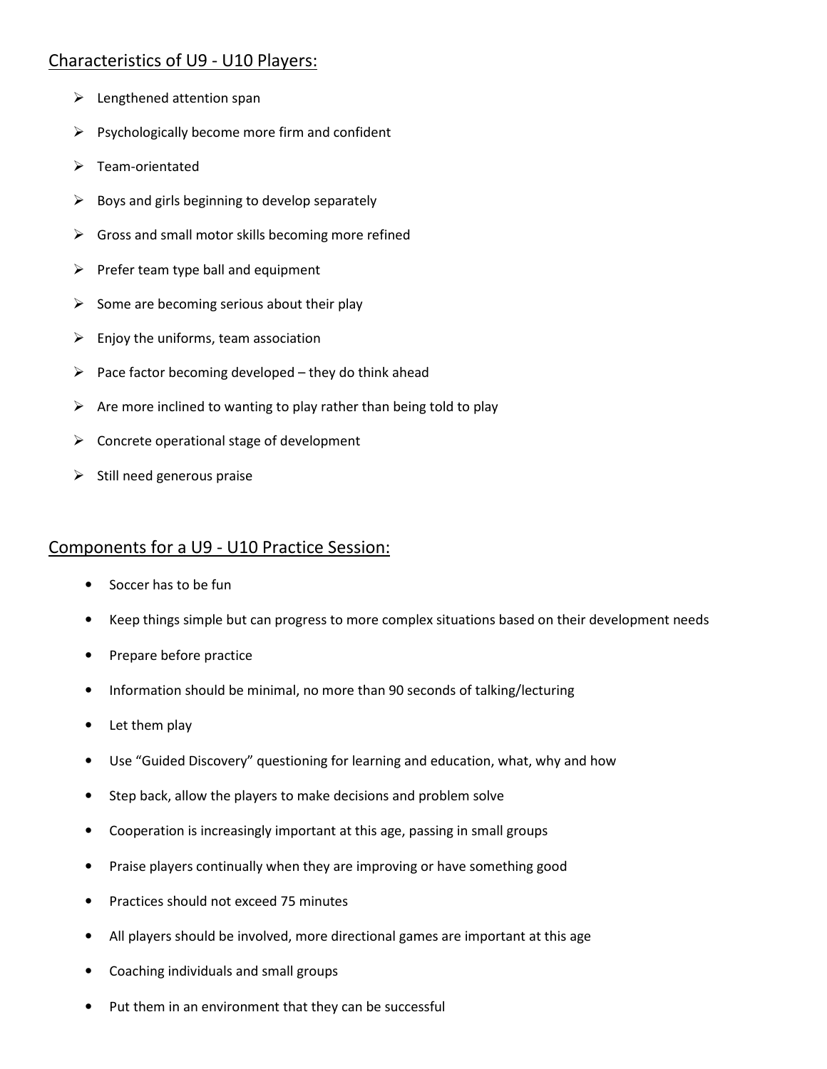## Characteristics of U9 - U10 Players:

- Lengthened attention span
- Psychologically become more firm and confident
- Team-orientated
- Boys and girls beginning to develop separately
- Gross and small motor skills becoming more refined
- Prefer team type ball and equipment
- Some are becoming serious about their play
- Enjoy the uniforms, team association
- Pace factor becoming developed – they do think ahead
- Are more inclined to wanting to play rather than being told to play
- Concrete operational stage of development
- Still need generous praise

## Components for a U9 - U10 Practice Session:

- Soccer has to be fun
- Keep things simple but can progress to more complex situations based on their development needs
- Prepare before practice
- Information should be minimal, no more than 90 seconds of talking/lecturing
- Let them play
- Use "Guided Discovery" questioning for learning and education, what, why and how
- Step back, allow the players to make decisions and problem solve
- Cooperation is increasingly important at this age, passing in small groups
- Praise players continually when they are improving or have something good
- Practices should not exceed 75 minutes
- All players should be involved, more directional games are important at this age
- Coaching individuals and small groups
- Put them in an environment that they can be successful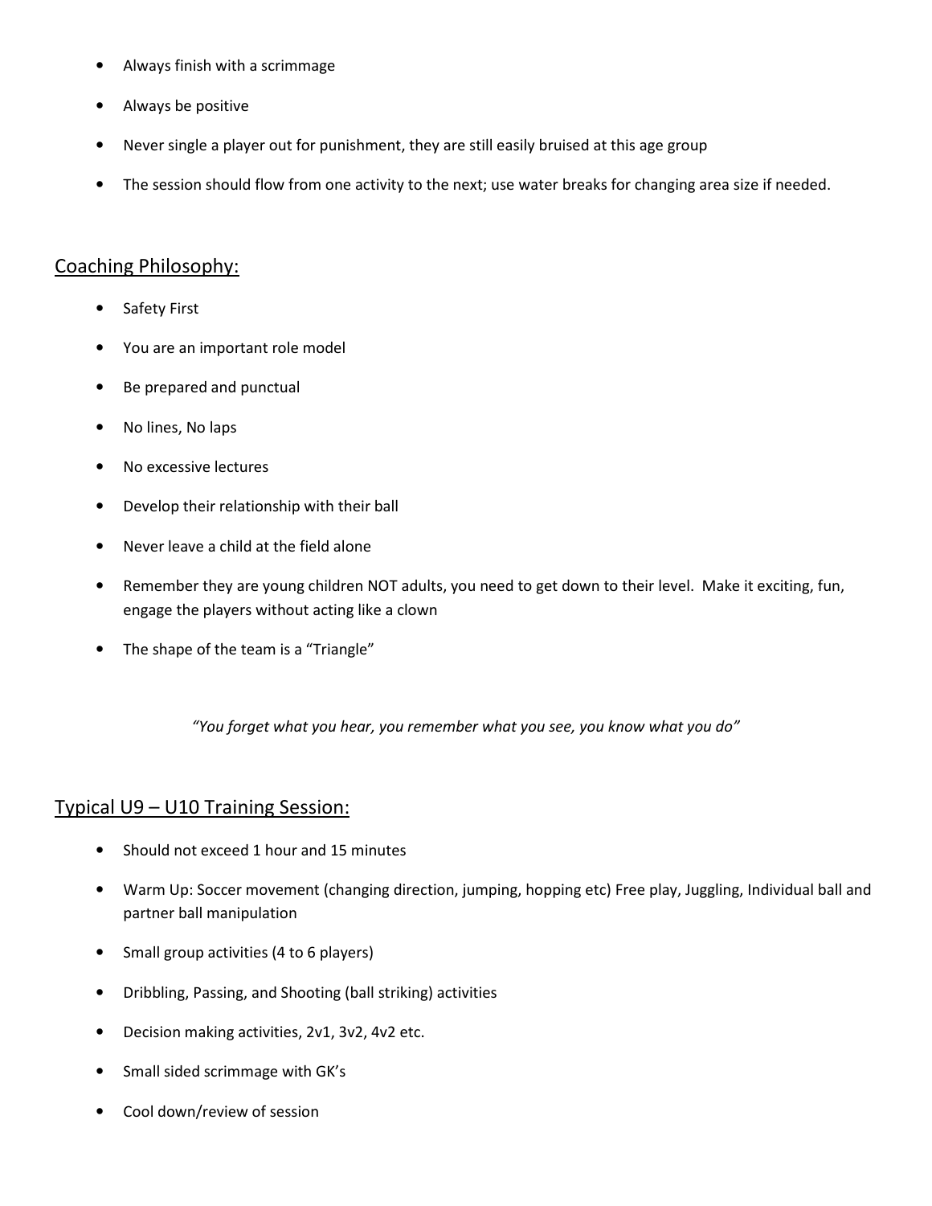- Always finish with a scrimmage
- Always be positive
- Never single a player out for punishment, they are still easily bruised at this age group
- The session should flow from one activity to the next; use water breaks for changing area size if needed.

## Coaching Philosophy:

- Safety First
- You are an important role model
- Be prepared and punctual
- No lines, No laps
- No excessive lectures
- Develop their relationship with their ball
- Never leave a child at the field alone
- Remember they are young children NOT adults, you need to get down to their level. Make it exciting, fun, engage the players without acting like a clown
- The shape of the team is a "Triangle"

*"You forget what you hear, you remember what you see, you know what you do"*

## Typical U9 – U10 Training Session:

- Should not exceed 1 hour and 15 minutes
- Warm Up: Soccer movement (changing direction, jumping, hopping etc) Free play, Juggling, Individual ball and partner ball manipulation
- Small group activities (4 to 6 players)
- Dribbling, Passing, and Shooting (ball striking) activities
- Decision making activities, 2v1, 3v2, 4v2 etc.
- Small sided scrimmage with GK's
- Cool down/review of session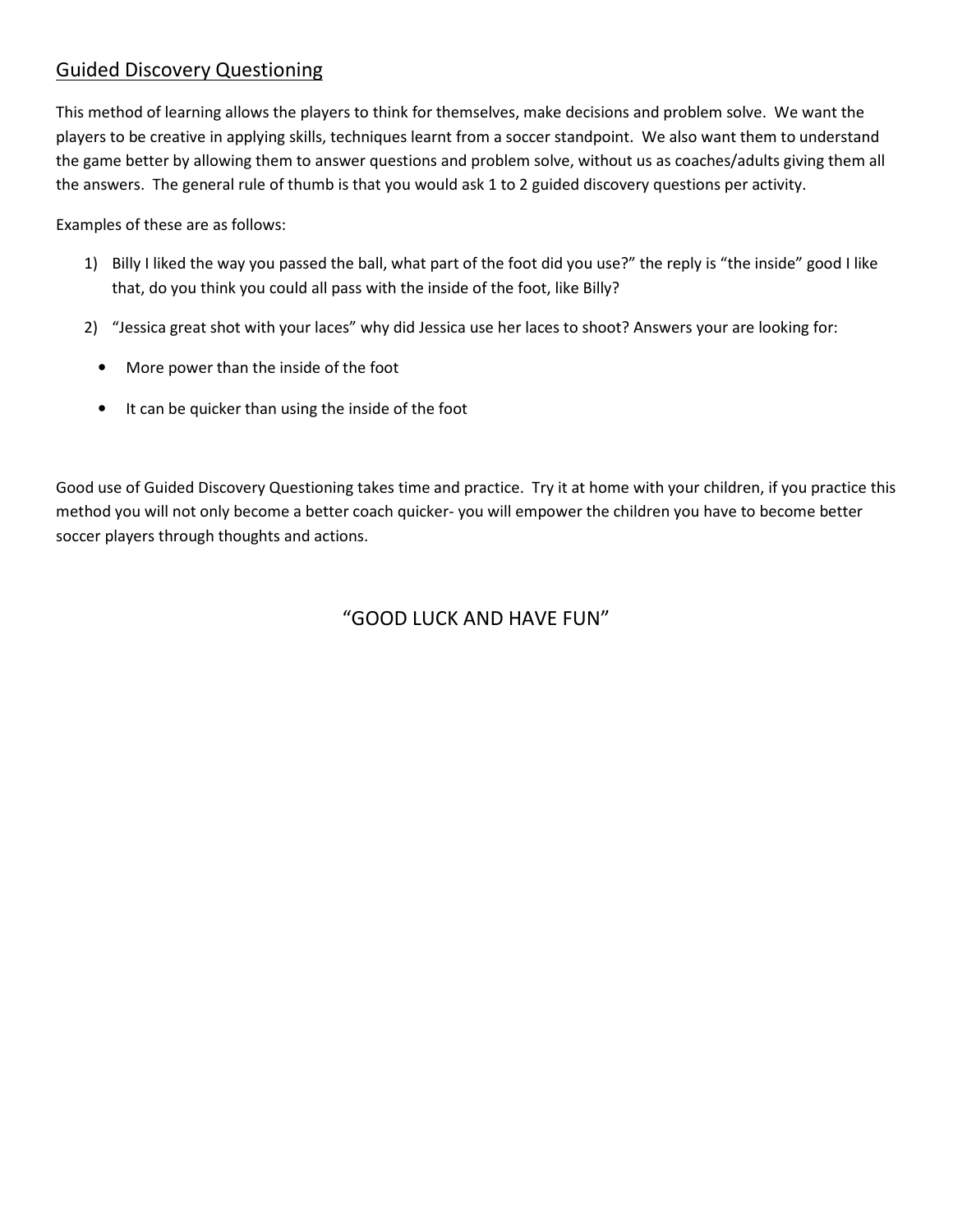## Guided Discovery Questioning

This method of learning allows the players to think for themselves, make decisions and problem solve. We want the players to be creative in applying skills, techniques learnt from a soccer standpoint. We also want them to understand the game better by allowing them to answer questions and problem solve, without us as coaches/adults giving them all the answers. The general rule of thumb is that you would ask 1 to 2 guided discovery questions per activity.

Examples of these are as follows:

1) Billy I liked the way you passed the ball, what part of the foot did you use?" the reply is "the inside" good I like that, do you think you could all pass with the inside of the foot, like Billy?
2) "Jessica great shot with your laces" why did Jessica use her laces to shoot? Answers your are looking for:
   - More power than the inside of the foot
   - It can be quicker than using the inside of the foot

Good use of Guided Discovery Questioning takes time and practice. Try it at home with your children, if you practice this method you will not only become a better coach quicker- you will empower the children you have to become better soccer players through thoughts and actions.

"GOOD LUCK AND HAVE FUN"